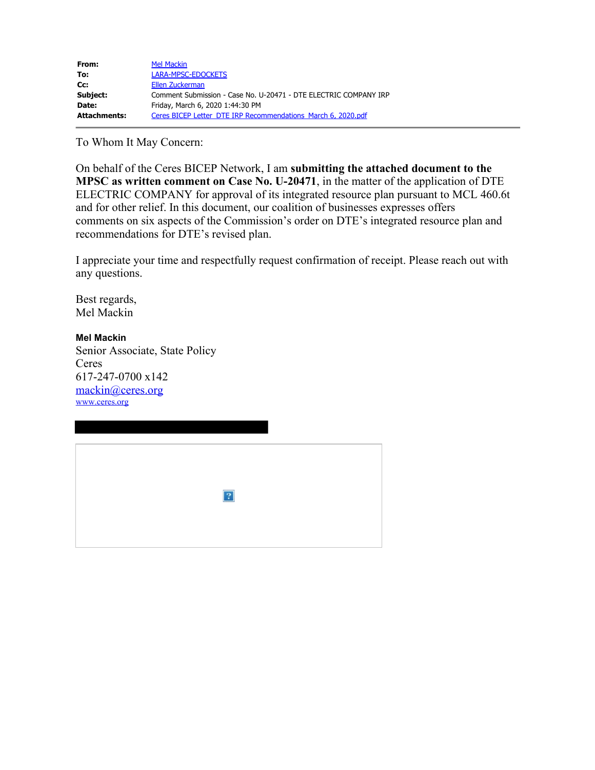| | |
|---|---|
| **From:** | Mel Mackin |
| **To:** | LARA-MPSC-EDOCKETS |
| **Cc:** | Ellen Zuckerman |
| **Subject:** | Comment Submission - Case No. U-20471 - DTE ELECTRIC COMPANY IRP |
| **Date:** | Friday, March 6, 2020 1:44:30 PM |
| **Attachments:** | Ceres BICEP Letter DTE IRP Recommendations March 6, 2020.pdf |

To Whom It May Concern:

On behalf of the Ceres BICEP Network, I am **submitting the attached document to the MPSC as written comment on Case No. U-20471**, in the matter of the application of DTE ELECTRIC COMPANY for approval of its integrated resource plan pursuant to MCL 460.6t and for other relief. In this document, our coalition of businesses expresses offers comments on six aspects of the Commission's order on DTE's integrated resource plan and recommendations for DTE's revised plan.

I appreciate your time and respectfully request confirmation of receipt. Please reach out with any questions.

Best regards,
Mel Mackin

**Mel Mackin**
Senior Associate, State Policy
Ceres
617-247-0700 x142
mackin@ceres.org
www.ceres.org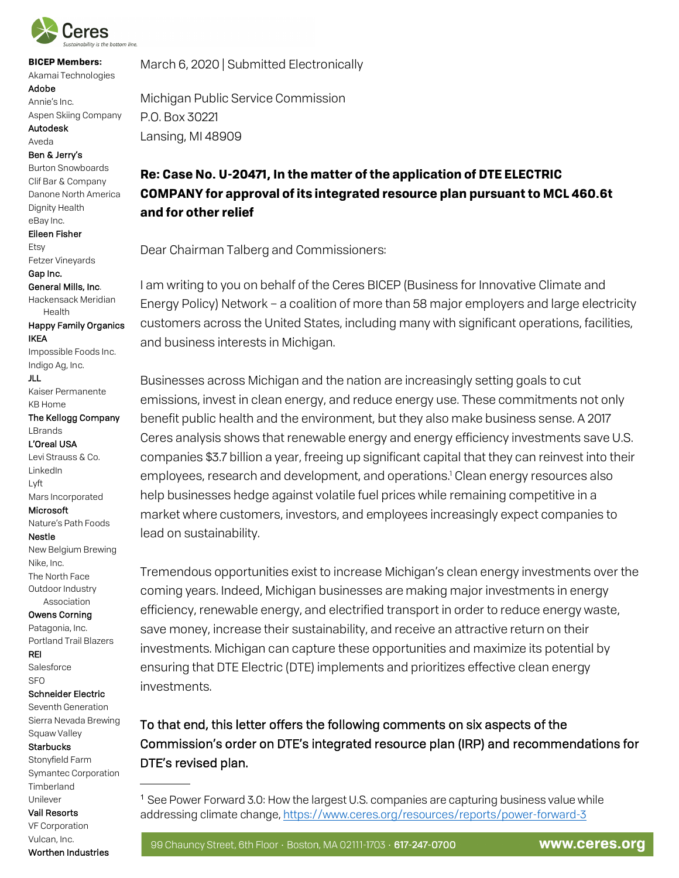**Ceres**
*Sustainability is the bottom line.*

**BICEP Members:**
Akamai Technologies
**Adobe**
Annie's Inc.
Aspen Skiing Company
**Autodesk**
Aveda
**Ben & Jerry's**
Burton Snowboards
Clif Bar & Company
Danone North America
Dignity Health
eBay Inc.
**Eileen Fisher**
Etsy
Fetzer Vineyards
**Gap Inc.**
**General Mills, Inc.**
Hackensack Meridian Health
**Happy Family Organics**
**IKEA**
Impossible Foods Inc.
Indigo Ag, Inc.
**JLL**
Kaiser Permanente
KB Home
**The Kellogg Company**
LBrands
**L'Oreal USA**
Levi Strauss & Co.
LinkedIn
Lyft
Mars Incorporated
**Microsoft**
Nature's Path Foods
**Nestle**
New Belgium Brewing
Nike, Inc.
The North Face
Outdoor Industry Association
**Owens Corning**
Patagonia, Inc.
Portland Trail Blazers
**REI**
Salesforce
SFO
**Schneider Electric**
Seventh Generation
Sierra Nevada Brewing
Squaw Valley
**Starbucks**
Stonyfield Farm
Symantec Corporation
Timberland
Unilever
**Vail Resorts**
VF Corporation
Vulcan, Inc.
**Worthen Industries**

March 6, 2020 | Submitted Electronically

Michigan Public Service Commission
P.O. Box 30221
Lansing, MI 48909

**Re: Case No. U-20471, In the matter of the application of DTE ELECTRIC COMPANY for approval of its integrated resource plan pursuant to MCL 460.6t and for other relief**

Dear Chairman Talberg and Commissioners:

I am writing to you on behalf of the Ceres BICEP (Business for Innovative Climate and Energy Policy) Network – a coalition of more than 58 major employers and large electricity customers across the United States, including many with significant operations, facilities, and business interests in Michigan.

Businesses across Michigan and the nation are increasingly setting goals to cut emissions, invest in clean energy, and reduce energy use. These commitments not only benefit public health and the environment, but they also make business sense. A 2017 Ceres analysis shows that renewable energy and energy efficiency investments save U.S. companies $3.7 billion a year, freeing up significant capital that they can reinvest into their employees, research and development, and operations.[1] Clean energy resources also help businesses hedge against volatile fuel prices while remaining competitive in a market where customers, investors, and employees increasingly expect companies to lead on sustainability.

Tremendous opportunities exist to increase Michigan's clean energy investments over the coming years. Indeed, Michigan businesses are making major investments in energy efficiency, renewable energy, and electrified transport in order to reduce energy waste, save money, increase their sustainability, and receive an attractive return on their investments. Michigan can capture these opportunities and maximize its potential by ensuring that DTE Electric (DTE) implements and prioritizes effective clean energy investments.

To that end, this letter offers the following comments on six aspects of the Commission's order on DTE's integrated resource plan (IRP) and recommendations for DTE's revised plan.

[1] See Power Forward 3.0: How the largest U.S. companies are capturing business value while addressing climate change, https://www.ceres.org/resources/reports/power-forward-3

99 Chauncy Street, 6th Floor · Boston, MA 02111-1703 · 617-247-0700 www.ceres.org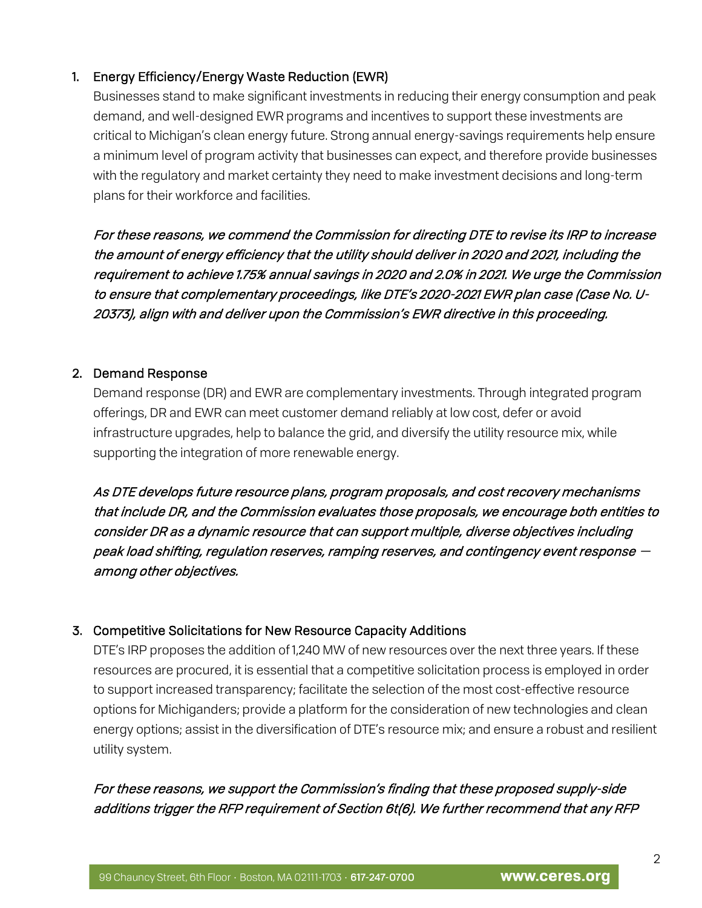1. Energy Efficiency/Energy Waste Reduction (EWR)

   Businesses stand to make significant investments in reducing their energy consumption and peak demand, and well-designed EWR programs and incentives to support these investments are critical to Michigan's clean energy future. Strong annual energy-savings requirements help ensure a minimum level of program activity that businesses can expect, and therefore provide businesses with the regulatory and market certainty they need to make investment decisions and long-term plans for their workforce and facilities.

   *For these reasons, we commend the Commission for directing DTE to revise its IRP to increase the amount of energy efficiency that the utility should deliver in 2020 and 2021, including the requirement to achieve 1.75% annual savings in 2020 and 2.0% in 2021. We urge the Commission to ensure that complementary proceedings, like DTE's 2020-2021 EWR plan case (Case No. U-20373), align with and deliver upon the Commission's EWR directive in this proceeding.*

2. Demand Response

   Demand response (DR) and EWR are complementary investments. Through integrated program offerings, DR and EWR can meet customer demand reliably at low cost, defer or avoid infrastructure upgrades, help to balance the grid, and diversify the utility resource mix, while supporting the integration of more renewable energy.

   *As DTE develops future resource plans, program proposals, and cost recovery mechanisms that include DR, and the Commission evaluates those proposals, we encourage both entities to consider DR as a dynamic resource that can support multiple, diverse objectives including peak load shifting, regulation reserves, ramping reserves, and contingency event response — among other objectives.*

3. Competitive Solicitations for New Resource Capacity Additions

   DTE's IRP proposes the addition of 1,240 MW of new resources over the next three years. If these resources are procured, it is essential that a competitive solicitation process is employed in order to support increased transparency; facilitate the selection of the most cost-effective resource options for Michiganders; provide a platform for the consideration of new technologies and clean energy options; assist in the diversification of DTE's resource mix; and ensure a robust and resilient utility system.

   *For these reasons, we support the Commission's finding that these proposed supply-side additions trigger the RFP requirement of Section 6t(6). We further recommend that any RFP*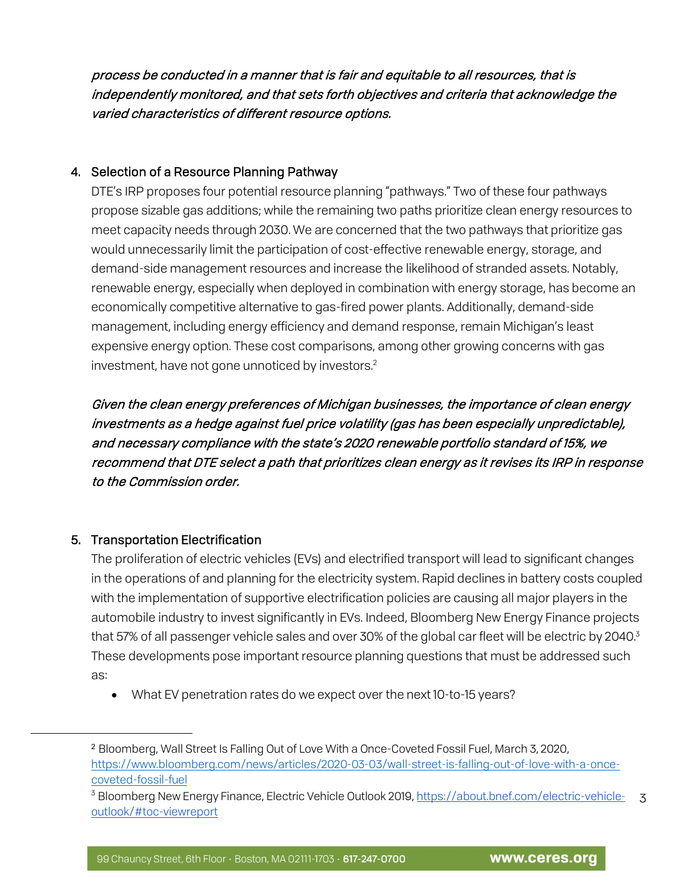*process be conducted in a manner that is fair and equitable to all resources, that is independently monitored, and that sets forth objectives and criteria that acknowledge the varied characteristics of different resource options.*

4. Selection of a Resource Planning Pathway

   DTE's IRP proposes four potential resource planning "pathways." Two of these four pathways propose sizable gas additions; while the remaining two paths prioritize clean energy resources to meet capacity needs through 2030. We are concerned that the two pathways that prioritize gas would unnecessarily limit the participation of cost-effective renewable energy, storage, and demand-side management resources and increase the likelihood of stranded assets. Notably, renewable energy, especially when deployed in combination with energy storage, has become an economically competitive alternative to gas-fired power plants. Additionally, demand-side management, including energy efficiency and demand response, remain Michigan's least expensive energy option. These cost comparisons, among other growing concerns with gas investment, have not gone unnoticed by investors.[2]

   *Given the clean energy preferences of Michigan businesses, the importance of clean energy investments as a hedge against fuel price volatility (gas has been especially unpredictable), and necessary compliance with the state's 2020 renewable portfolio standard of 15%, we recommend that DTE select a path that prioritizes clean energy as it revises its IRP in response to the Commission order.*

5. Transportation Electrification

   The proliferation of electric vehicles (EVs) and electrified transport will lead to significant changes in the operations of and planning for the electricity system. Rapid declines in battery costs coupled with the implementation of supportive electrification policies are causing all major players in the automobile industry to invest significantly in EVs. Indeed, Bloomberg New Energy Finance projects that 57% of all passenger vehicle sales and over 30% of the global car fleet will be electric by 2040.[3] These developments pose important resource planning questions that must be addressed such as:

   - What EV penetration rates do we expect over the next 10-to-15 years?

---

[2] Bloomberg, Wall Street Is Falling Out of Love With a Once-Coveted Fossil Fuel, March 3, 2020, https://www.bloomberg.com/news/articles/2020-03-03/wall-street-is-falling-out-of-love-with-a-once-coveted-fossil-fuel

[3] Bloomberg New Energy Finance, Electric Vehicle Outlook 2019, https://about.bnef.com/electric-vehicle-outlook/#toc-viewreport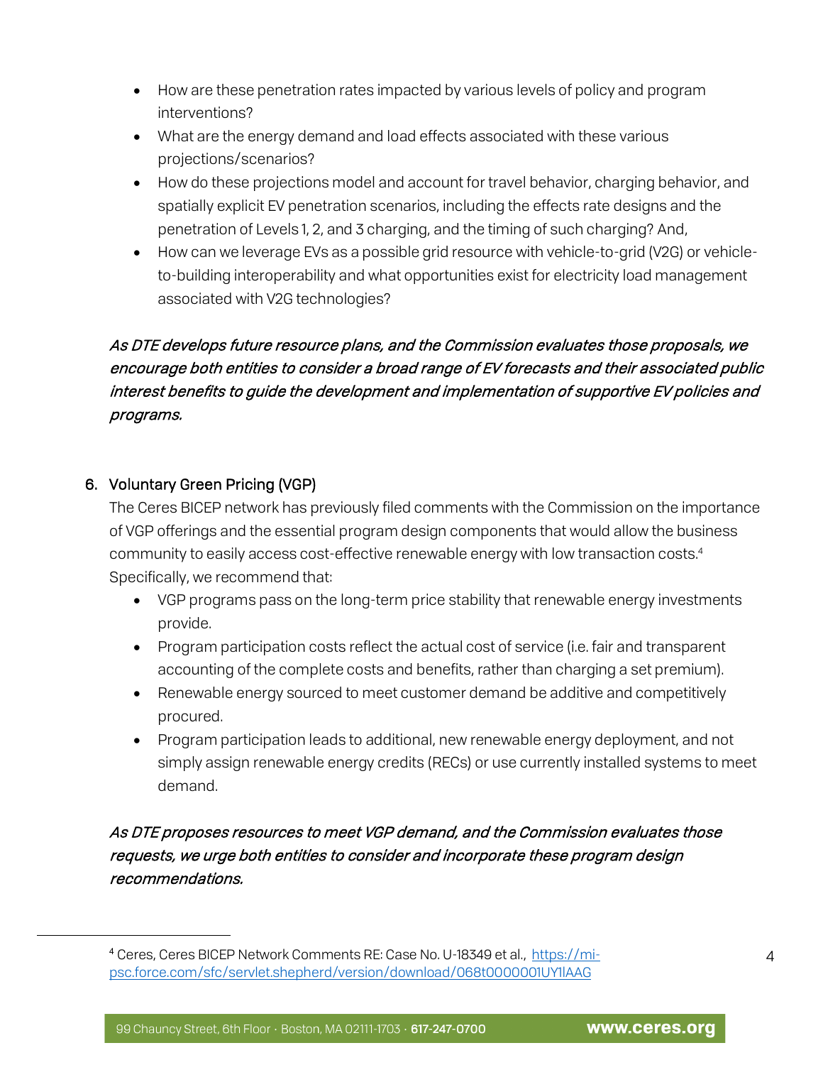- How are these penetration rates impacted by various levels of policy and program interventions?
- What are the energy demand and load effects associated with these various projections/scenarios?
- How do these projections model and account for travel behavior, charging behavior, and spatially explicit EV penetration scenarios, including the effects rate designs and the penetration of Levels 1, 2, and 3 charging, and the timing of such charging? And,
- How can we leverage EVs as a possible grid resource with vehicle-to-grid (V2G) or vehicle-to-building interoperability and what opportunities exist for electricity load management associated with V2G technologies?

*As DTE develops future resource plans, and the Commission evaluates those proposals, we encourage both entities to consider a broad range of EV forecasts and their associated public interest benefits to guide the development and implementation of supportive EV policies and programs.*

## 6. Voluntary Green Pricing (VGP)

The Ceres BICEP network has previously filed comments with the Commission on the importance of VGP offerings and the essential program design components that would allow the business community to easily access cost-effective renewable energy with low transaction costs.[4] Specifically, we recommend that:

- VGP programs pass on the long-term price stability that renewable energy investments provide.
- Program participation costs reflect the actual cost of service (i.e. fair and transparent accounting of the complete costs and benefits, rather than charging a set premium).
- Renewable energy sourced to meet customer demand be additive and competitively procured.
- Program participation leads to additional, new renewable energy deployment, and not simply assign renewable energy credits (RECs) or use currently installed systems to meet demand.

*As DTE proposes resources to meet VGP demand, and the Commission evaluates those requests, we urge both entities to consider and incorporate these program design recommendations.*

---

[4] Ceres, Ceres BICEP Network Comments RE: Case No. U-18349 et al., https://mi-psc.force.com/sfc/servlet.shepherd/version/download/068t0000001UY1lAAG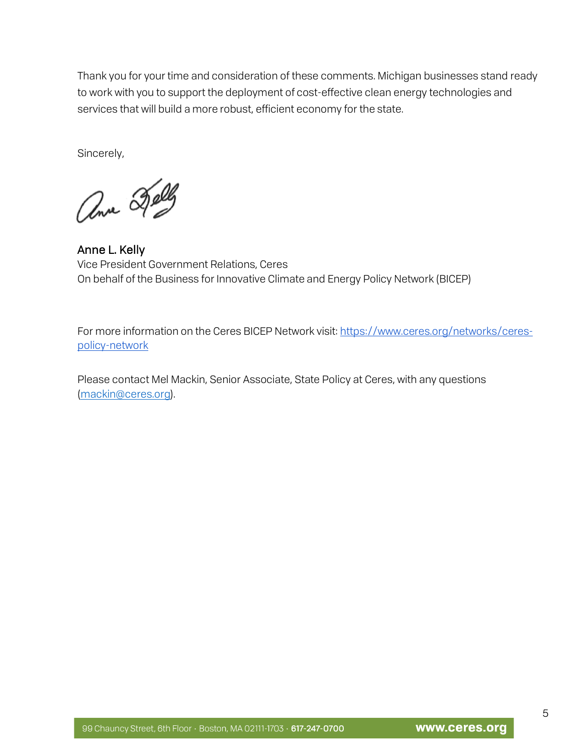Thank you for your time and consideration of these comments. Michigan businesses stand ready to work with you to support the deployment of cost-effective clean energy technologies and services that will build a more robust, efficient economy for the state.

Sincerely,

Anne L. Kelly
Vice President Government Relations, Ceres
On behalf of the Business for Innovative Climate and Energy Policy Network (BICEP)

For more information on the Ceres BICEP Network visit: [https://www.ceres.org/networks/ceres-policy-network](https://www.ceres.org/networks/ceres-policy-network)

Please contact Mel Mackin, Senior Associate, State Policy at Ceres, with any questions ([mackin@ceres.org](mailto:mackin@ceres.org)).